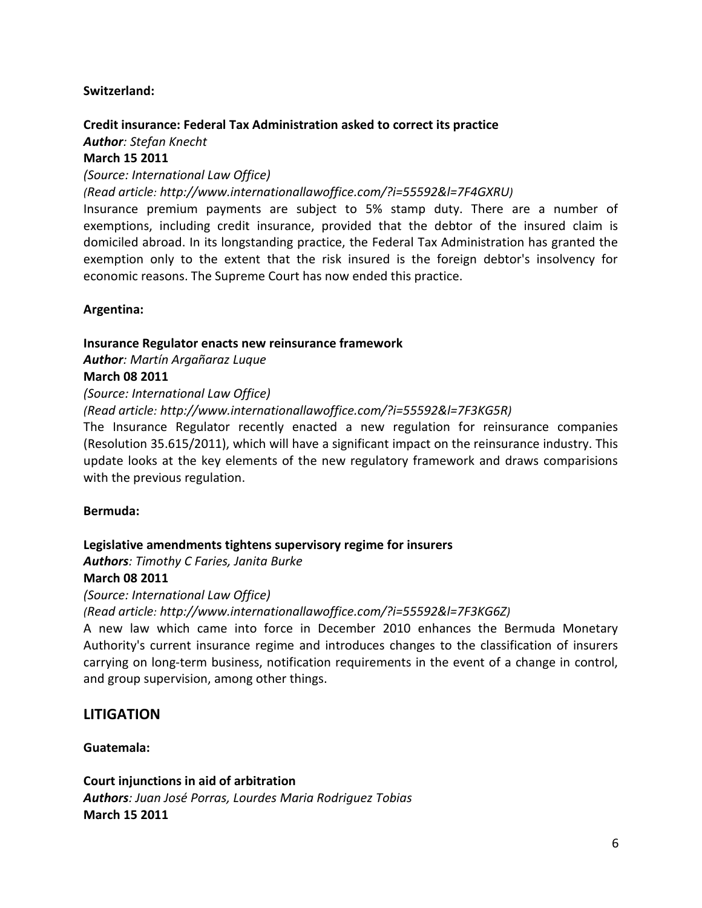**Switzerland:**

**Credit insurance: Federal Tax Administration asked to correct its practice**
***Author**: Stefan Knecht*
**March 15 2011**
*(Source: International Law Office)*
*(Read article: http://www.internationallawoffice.com/?i=55592&l=7F4GXRU)*
Insurance premium payments are subject to 5% stamp duty. There are a number of exemptions, including credit insurance, provided that the debtor of the insured claim is domiciled abroad. In its longstanding practice, the Federal Tax Administration has granted the exemption only to the extent that the risk insured is the foreign debtor's insolvency for economic reasons. The Supreme Court has now ended this practice.

**Argentina:**

**Insurance Regulator enacts new reinsurance framework**
***Author**: Martín Argañaraz Luque*
**March 08 2011**
*(Source: International Law Office)*
*(Read article: http://www.internationallawoffice.com/?i=55592&l=7F3KG5R)*
The Insurance Regulator recently enacted a new regulation for reinsurance companies (Resolution 35.615/2011), which will have a significant impact on the reinsurance industry. This update looks at the key elements of the new regulatory framework and draws comparisions with the previous regulation.

**Bermuda:**

**Legislative amendments tightens supervisory regime for insurers**
***Authors**: Timothy C Faries, Janita Burke*
**March 08 2011**
*(Source: International Law Office)*
*(Read article: http://www.internationallawoffice.com/?i=55592&l=7F3KG6Z)*
A new law which came into force in December 2010 enhances the Bermuda Monetary Authority's current insurance regime and introduces changes to the classification of insurers carrying on long-term business, notification requirements in the event of a change in control, and group supervision, among other things.

## LITIGATION

**Guatemala:**

**Court injunctions in aid of arbitration**
***Authors**: Juan José Porras, Lourdes Maria Rodriguez Tobias*
**March 15 2011**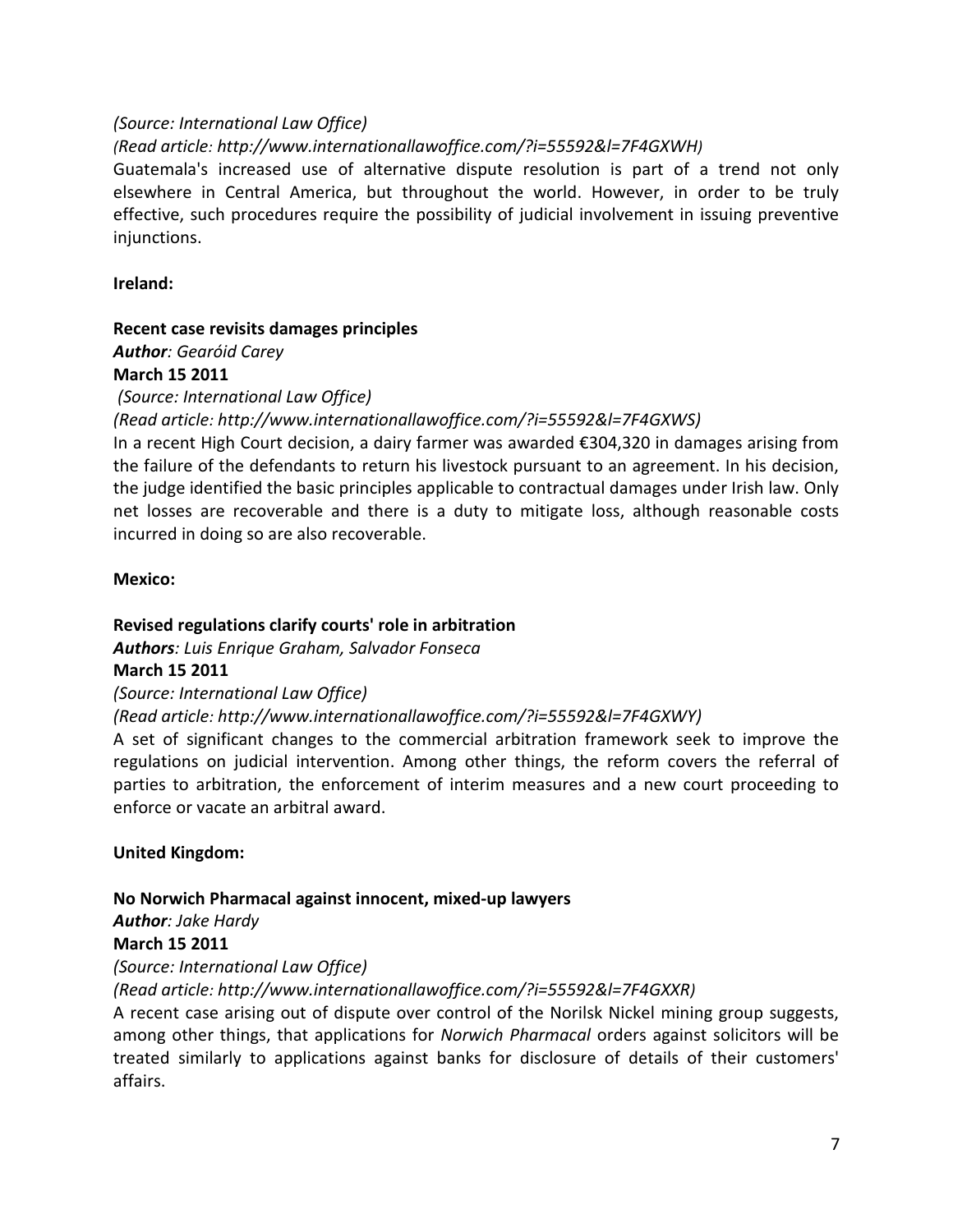*(Source: International Law Office)*

*(Read article: http://www.internationallawoffice.com/?i=55592&l=7F4GXWH)*

Guatemala's increased use of alternative dispute resolution is part of a trend not only elsewhere in Central America, but throughout the world. However, in order to be truly effective, such procedures require the possibility of judicial involvement in issuing preventive injunctions.

**Ireland:**

**Recent case revisits damages principles**

***Author**: Gearóid Carey*

**March 15 2011**

*(Source: International Law Office)*

*(Read article: http://www.internationallawoffice.com/?i=55592&l=7F4GXWS)*

In a recent High Court decision, a dairy farmer was awarded €304,320 in damages arising from the failure of the defendants to return his livestock pursuant to an agreement. In his decision, the judge identified the basic principles applicable to contractual damages under Irish law. Only net losses are recoverable and there is a duty to mitigate loss, although reasonable costs incurred in doing so are also recoverable.

**Mexico:**

**Revised regulations clarify courts' role in arbitration**

***Authors**: Luis Enrique Graham, Salvador Fonseca*

**March 15 2011**

*(Source: International Law Office)*

*(Read article: http://www.internationallawoffice.com/?i=55592&l=7F4GXWY)*

A set of significant changes to the commercial arbitration framework seek to improve the regulations on judicial intervention. Among other things, the reform covers the referral of parties to arbitration, the enforcement of interim measures and a new court proceeding to enforce or vacate an arbitral award.

**United Kingdom:**

**No Norwich Pharmacal against innocent, mixed-up lawyers**

***Author**: Jake Hardy*

**March 15 2011**

*(Source: International Law Office)*

*(Read article: http://www.internationallawoffice.com/?i=55592&l=7F4GXXR)*

A recent case arising out of dispute over control of the Norilsk Nickel mining group suggests, among other things, that applications for *Norwich Pharmacal* orders against solicitors will be treated similarly to applications against banks for disclosure of details of their customers' affairs.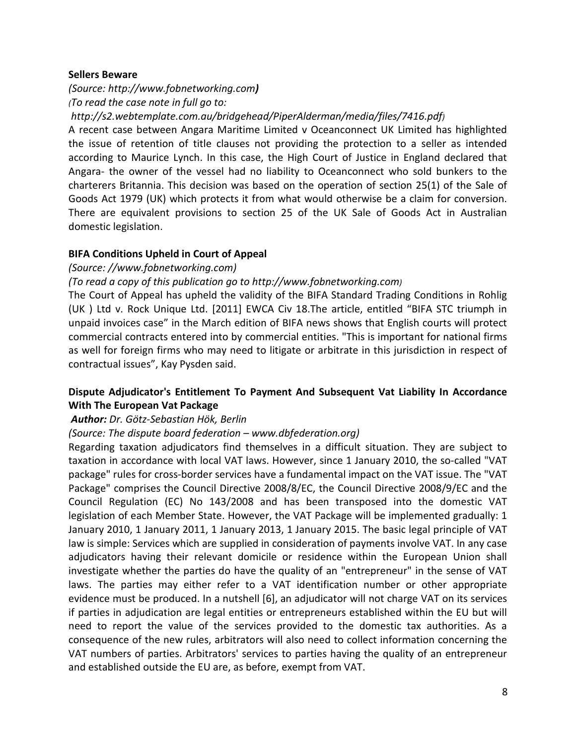**Sellers Beware**

*(Source: http://www.fobnetworking.com)*

*(To read the case note in full go to:*

*http://s2.webtemplate.com.au/bridgehead/PiperAlderman/media/files/7416.pdf)*

A recent case between Angara Maritime Limited v Oceanconnect UK Limited has highlighted the issue of retention of title clauses not providing the protection to a seller as intended according to Maurice Lynch. In this case, the High Court of Justice in England declared that Angara- the owner of the vessel had no liability to Oceanconnect who sold bunkers to the charterers Britannia. This decision was based on the operation of section 25(1) of the Sale of Goods Act 1979 (UK) which protects it from what would otherwise be a claim for conversion. There are equivalent provisions to section 25 of the UK Sale of Goods Act in Australian domestic legislation.

**BIFA Conditions Upheld in Court of Appeal**

*(Source: //www.fobnetworking.com)*

*(To read a copy of this publication go to http://www.fobnetworking.com)*

The Court of Appeal has upheld the validity of the BIFA Standard Trading Conditions in Rohlig (UK ) Ltd v. Rock Unique Ltd. [2011] EWCA Civ 18.The article, entitled "BIFA STC triumph in unpaid invoices case" in the March edition of BIFA news shows that English courts will protect commercial contracts entered into by commercial entities. "This is important for national firms as well for foreign firms who may need to litigate or arbitrate in this jurisdiction in respect of contractual issues", Kay Pysden said.

**Dispute Adjudicator's Entitlement To Payment And Subsequent Vat Liability In Accordance With The European Vat Package**

***Author:*** *Dr. Götz-Sebastian Hök, Berlin*

*(Source: The dispute board federation – www.dbfederation.org)*

Regarding taxation adjudicators find themselves in a difficult situation. They are subject to taxation in accordance with local VAT laws. However, since 1 January 2010, the so-called "VAT package" rules for cross-border services have a fundamental impact on the VAT issue. The "VAT Package" comprises the Council Directive 2008/8/EC, the Council Directive 2008/9/EC and the Council Regulation (EC) No 143/2008 and has been transposed into the domestic VAT legislation of each Member State. However, the VAT Package will be implemented gradually: 1 January 2010, 1 January 2011, 1 January 2013, 1 January 2015. The basic legal principle of VAT law is simple: Services which are supplied in consideration of payments involve VAT. In any case adjudicators having their relevant domicile or residence within the European Union shall investigate whether the parties do have the quality of an "entrepreneur" in the sense of VAT laws. The parties may either refer to a VAT identification number or other appropriate evidence must be produced. In a nutshell [6], an adjudicator will not charge VAT on its services if parties in adjudication are legal entities or entrepreneurs established within the EU but will need to report the value of the services provided to the domestic tax authorities. As a consequence of the new rules, arbitrators will also need to collect information concerning the VAT numbers of parties. Arbitrators' services to parties having the quality of an entrepreneur and established outside the EU are, as before, exempt from VAT.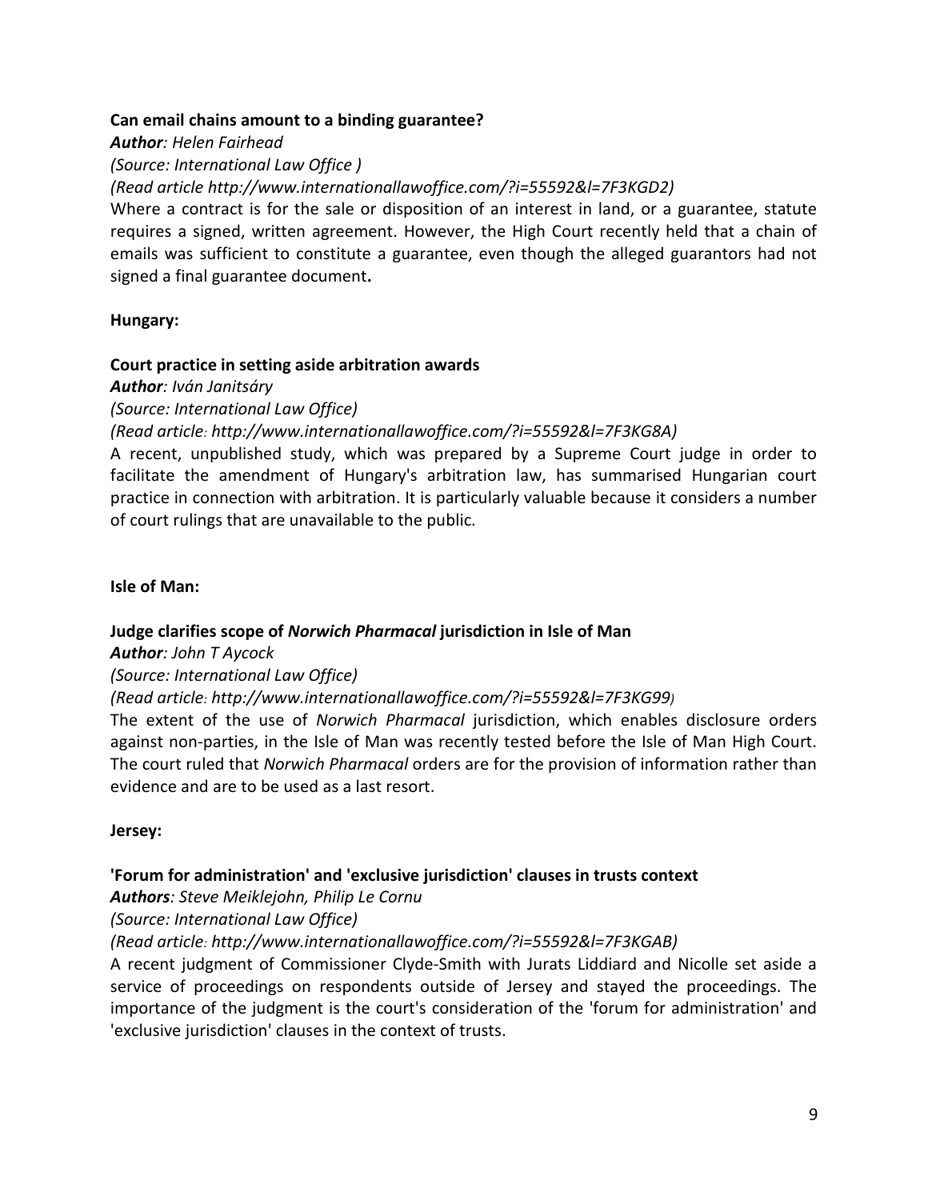**Can email chains amount to a binding guarantee?**

***Author**: Helen Fairhead*

*(Source: International Law Office )*

*(Read article http://www.internationallawoffice.com/?i=55592&l=7F3KGD2)*

Where a contract is for the sale or disposition of an interest in land, or a guarantee, statute requires a signed, written agreement. However, the High Court recently held that a chain of emails was sufficient to constitute a guarantee, even though the alleged guarantors had not signed a final guarantee document**.**

**Hungary:**

**Court practice in setting aside arbitration awards**

***Author**: Iván Janitsáry*

*(Source: International Law Office)*

*(Read article: http://www.internationallawoffice.com/?i=55592&l=7F3KG8A)*

A recent, unpublished study, which was prepared by a Supreme Court judge in order to facilitate the amendment of Hungary's arbitration law, has summarised Hungarian court practice in connection with arbitration. It is particularly valuable because it considers a number of court rulings that are unavailable to the public.

**Isle of Man:**

**Judge clarifies scope of *Norwich Pharmacal* jurisdiction in Isle of Man**

***Author**: John T Aycock*

*(Source: International Law Office)*

*(Read article: http://www.internationallawoffice.com/?i=55592&l=7F3KG99)*

The extent of the use of *Norwich Pharmacal* jurisdiction, which enables disclosure orders against non-parties, in the Isle of Man was recently tested before the Isle of Man High Court. The court ruled that *Norwich Pharmacal* orders are for the provision of information rather than evidence and are to be used as a last resort.

**Jersey:**

**'Forum for administration' and 'exclusive jurisdiction' clauses in trusts context**

***Authors**: Steve Meiklejohn, Philip Le Cornu*

*(Source: International Law Office)*

*(Read article: http://www.internationallawoffice.com/?i=55592&l=7F3KGAB)*

A recent judgment of Commissioner Clyde-Smith with Jurats Liddiard and Nicolle set aside a service of proceedings on respondents outside of Jersey and stayed the proceedings. The importance of the judgment is the court's consideration of the 'forum for administration' and 'exclusive jurisdiction' clauses in the context of trusts.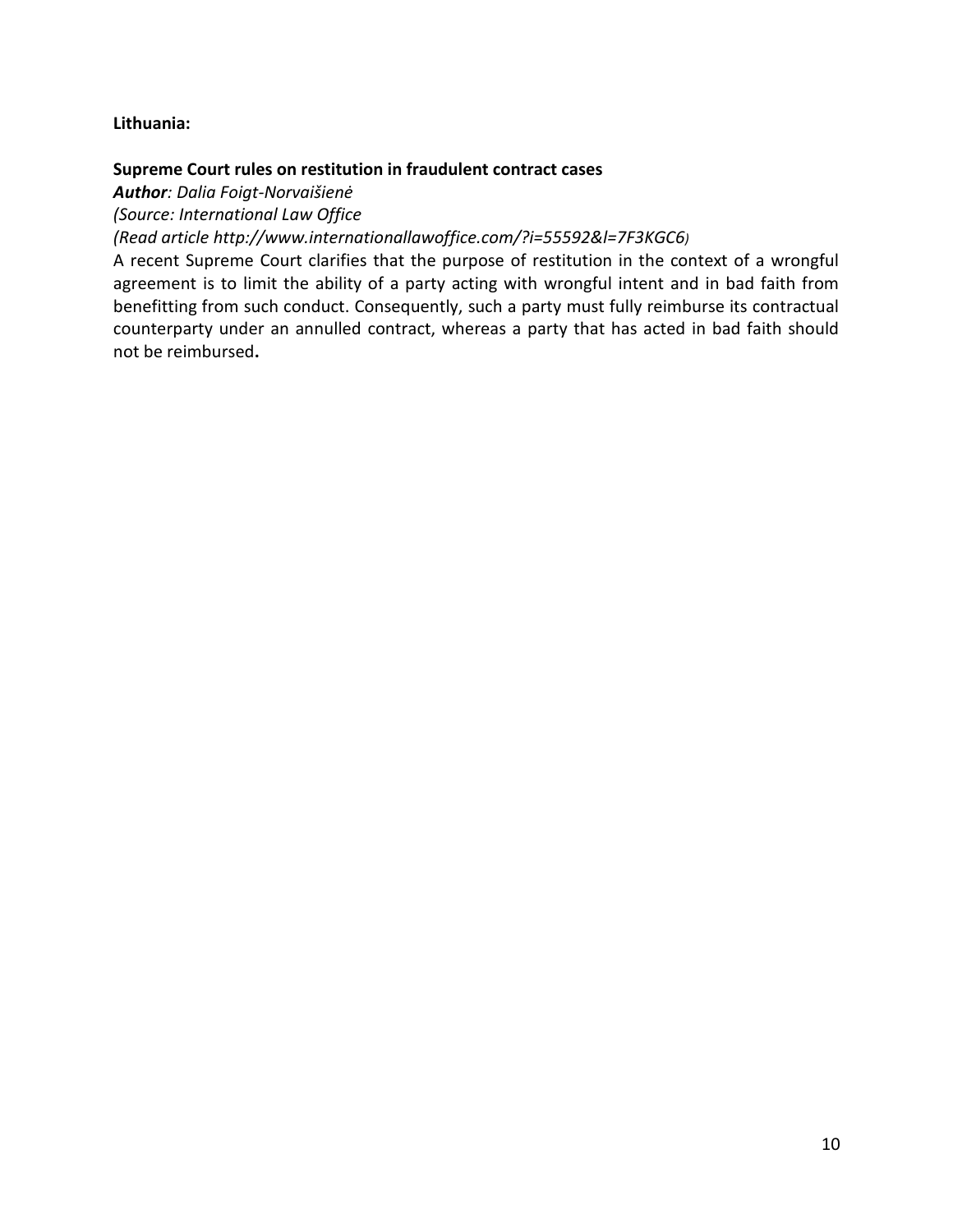**Lithuania:**

**Supreme Court rules on restitution in fraudulent contract cases**

***Author**: Dalia Foigt-Norvaišienė*

*(Source: International Law Office*

*(Read article http://www.internationallawoffice.com/?i=55592&l=7F3KGC6)*

A recent Supreme Court clarifies that the purpose of restitution in the context of a wrongful agreement is to limit the ability of a party acting with wrongful intent and in bad faith from benefitting from such conduct. Consequently, such a party must fully reimburse its contractual counterparty under an annulled contract, whereas a party that has acted in bad faith should not be reimbursed**.**